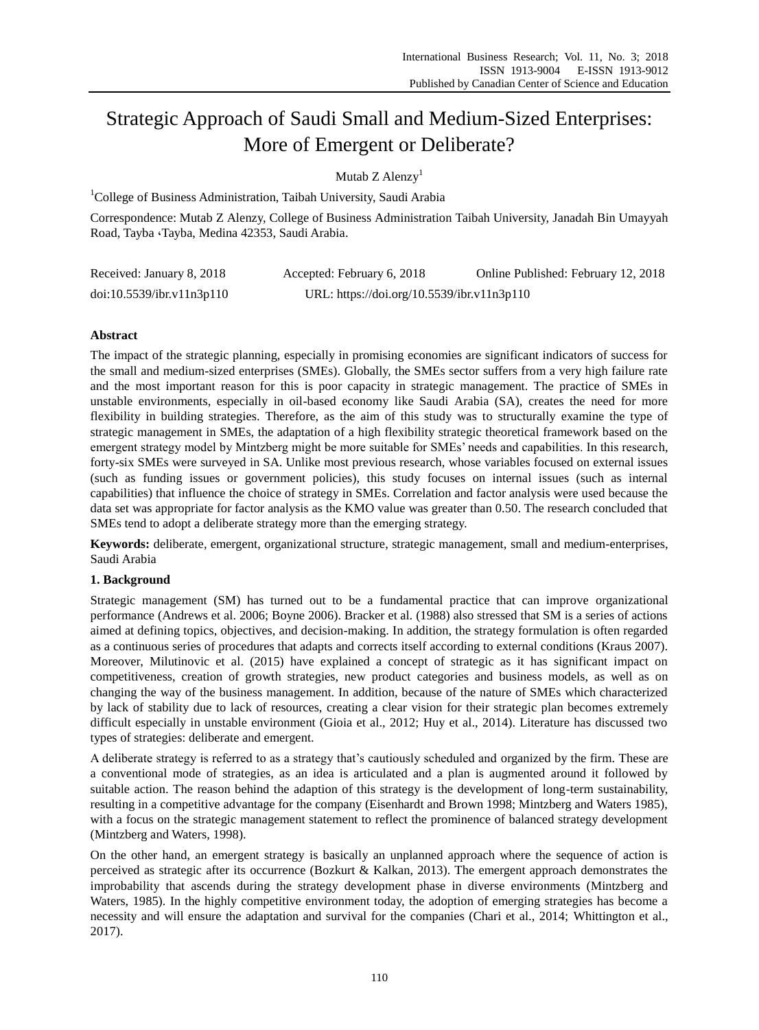# Strategic Approach of Saudi Small and Medium-Sized Enterprises: More of Emergent or Deliberate?

Mutab Z Alenzy[1]

[1]College of Business Administration, Taibah University, Saudi Arabia

Correspondence: Mutab Z Alenzy, College of Business Administration Taibah University, Janadah Bin Umayyah Road, Tayba ،Tayba, Medina 42353, Saudi Arabia.

Received: January 8, 2018 Accepted: February 6, 2018 Online Published: February 12, 2018

doi:10.5539/ibr.v11n3p110 URL: https://doi.org/10.5539/ibr.v11n3p110

## Abstract

The impact of the strategic planning, especially in promising economies are significant indicators of success for the small and medium-sized enterprises (SMEs). Globally, the SMEs sector suffers from a very high failure rate and the most important reason for this is poor capacity in strategic management. The practice of SMEs in unstable environments, especially in oil-based economy like Saudi Arabia (SA), creates the need for more flexibility in building strategies. Therefore, as the aim of this study was to structurally examine the type of strategic management in SMEs, the adaptation of a high flexibility strategic theoretical framework based on the emergent strategy model by Mintzberg might be more suitable for SMEs' needs and capabilities. In this research, forty-six SMEs were surveyed in SA. Unlike most previous research, whose variables focused on external issues (such as funding issues or government policies), this study focuses on internal issues (such as internal capabilities) that influence the choice of strategy in SMEs. Correlation and factor analysis were used because the data set was appropriate for factor analysis as the KMO value was greater than 0.50. The research concluded that SMEs tend to adopt a deliberate strategy more than the emerging strategy.

**Keywords:** deliberate, emergent, organizational structure, strategic management, small and medium-enterprises, Saudi Arabia

## 1. Background

Strategic management (SM) has turned out to be a fundamental practice that can improve organizational performance (Andrews et al. 2006; Boyne 2006). Bracker et al. (1988) also stressed that SM is a series of actions aimed at defining topics, objectives, and decision-making. In addition, the strategy formulation is often regarded as a continuous series of procedures that adapts and corrects itself according to external conditions (Kraus 2007). Moreover, Milutinovic et al. (2015) have explained a concept of strategic as it has significant impact on competitiveness, creation of growth strategies, new product categories and business models, as well as on changing the way of the business management. In addition, because of the nature of SMEs which characterized by lack of stability due to lack of resources, creating a clear vision for their strategic plan becomes extremely difficult especially in unstable environment (Gioia et al., 2012; Huy et al., 2014). Literature has discussed two types of strategies: deliberate and emergent.

A deliberate strategy is referred to as a strategy that's cautiously scheduled and organized by the firm. These are a conventional mode of strategies, as an idea is articulated and a plan is augmented around it followed by suitable action. The reason behind the adaption of this strategy is the development of long-term sustainability, resulting in a competitive advantage for the company (Eisenhardt and Brown 1998; Mintzberg and Waters 1985), with a focus on the strategic management statement to reflect the prominence of balanced strategy development (Mintzberg and Waters, 1998).

On the other hand, an emergent strategy is basically an unplanned approach where the sequence of action is perceived as strategic after its occurrence (Bozkurt & Kalkan, 2013). The emergent approach demonstrates the improbability that ascends during the strategy development phase in diverse environments (Mintzberg and Waters, 1985). In the highly competitive environment today, the adoption of emerging strategies has become a necessity and will ensure the adaptation and survival for the companies (Chari et al., 2014; Whittington et al., 2017).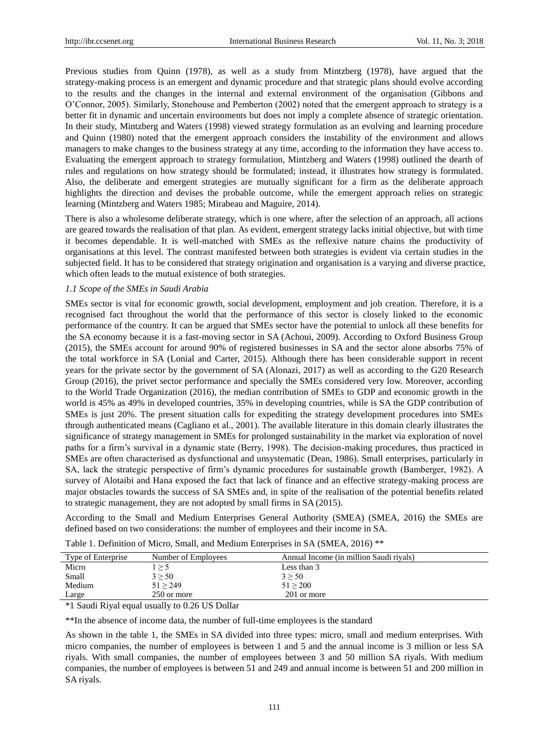Previous studies from Quinn (1978), as well as a study from Mintzberg (1978), have argued that the strategy-making process is an emergent and dynamic procedure and that strategic plans should evolve according to the results and the changes in the internal and external environment of the organisation (Gibbons and O'Connor, 2005). Similarly, Stonehouse and Pemberton (2002) noted that the emergent approach to strategy is a better fit in dynamic and uncertain environments but does not imply a complete absence of strategic orientation. In their study, Mintzberg and Waters (1998) viewed strategy formulation as an evolving and learning procedure and Quinn (1980) noted that the emergent approach considers the instability of the environment and allows managers to make changes to the business strategy at any time, according to the information they have access to. Evaluating the emergent approach to strategy formulation, Mintzberg and Waters (1998) outlined the dearth of rules and regulations on how strategy should be formulated; instead, it illustrates how strategy is formulated. Also, the deliberate and emergent strategies are mutually significant for a firm as the deliberate approach highlights the direction and devises the probable outcome, while the emergent approach relies on strategic learning (Mintzberg and Waters 1985; Mirabeau and Maguire, 2014).

There is also a wholesome deliberate strategy, which is one where, after the selection of an approach, all actions are geared towards the realisation of that plan. As evident, emergent strategy lacks initial objective, but with time it becomes dependable. It is well-matched with SMEs as the reflexive nature chains the productivity of organisations at this level. The contrast manifested between both strategies is evident via certain studies in the subjected field. It has to be considered that strategy origination and organisation is a varying and diverse practice, which often leads to the mutual existence of both strategies.

### *1.1 Scope of the SMEs in Saudi Arabia*

SMEs sector is vital for economic growth, social development, employment and job creation. Therefore, it is a recognised fact throughout the world that the performance of this sector is closely linked to the economic performance of the country. It can be argued that SMEs sector have the potential to unlock all these benefits for the SA economy because it is a fast-moving sector in SA (Achoui, 2009). According to Oxford Business Group (2015), the SMEs account for around 90% of registered businesses in SA and the sector alone absorbs 75% of the total workforce in SA (Lonial and Carter, 2015). Although there has been considerable support in recent years for the private sector by the government of SA (Alonazi, 2017) as well as according to the G20 Research Group (2016), the privet sector performance and specially the SMEs considered very low. Moreover, according to the World Trade Organization (2016), the median contribution of SMEs to GDP and economic growth in the world is 45% as 49% in developed countries, 35% in developing countries, while is SA the GDP contribution of SMEs is just 20%. The present situation calls for expediting the strategy development procedures into SMEs through authenticated means (Cagliano et al., 2001). The available literature in this domain clearly illustrates the significance of strategy management in SMEs for prolonged sustainability in the market via exploration of novel paths for a firm's survival in a dynamic state (Berry, 1998). The decision-making procedures, thus practiced in SMEs are often characterised as dysfunctional and unsystematic (Dean, 1986). Small enterprises, particularly in SA, lack the strategic perspective of firm's dynamic procedures for sustainable growth (Bamberger, 1982). A survey of Alotaibi and Hana exposed the fact that lack of finance and an effective strategy-making process are major obstacles towards the success of SA SMEs and, in spite of the realisation of the potential benefits related to strategic management, they are not adopted by small firms in SA (2015).

According to the Small and Medium Enterprises General Authority (SMEA) (SMEA, 2016) the SMEs are defined based on two considerations: the number of employees and their income in SA.

Table 1. Definition of Micro, Small, and Medium Enterprises in SA (SMEA, 2016) **

| Type of Enterprise | Number of Employees | Annual Income (in million Saudi riyals) |
|---|---|---|
| Micro | $1 \geq 5$ | Less than 3 |
| Small | $3 \geq 50$ | $3 \geq 50$ |
| Medium | $51 \geq 249$ | $51 \geq 200$ |
| Large | 250 or more | 201 or more |

*1 Saudi Riyal equal usually to 0.26 US Dollar

**In the absence of income data, the number of full-time employees is the standard

As shown in the table 1, the SMEs in SA divided into three types: micro, small and medium enterprises. With micro companies, the number of employees is between 1 and 5 and the annual income is 3 million or less SA riyals. With small companies, the number of employees between 3 and 50 million SA riyals. With medium companies, the number of employees is between 51 and 249 and annual income is between 51 and 200 million in SA riyals.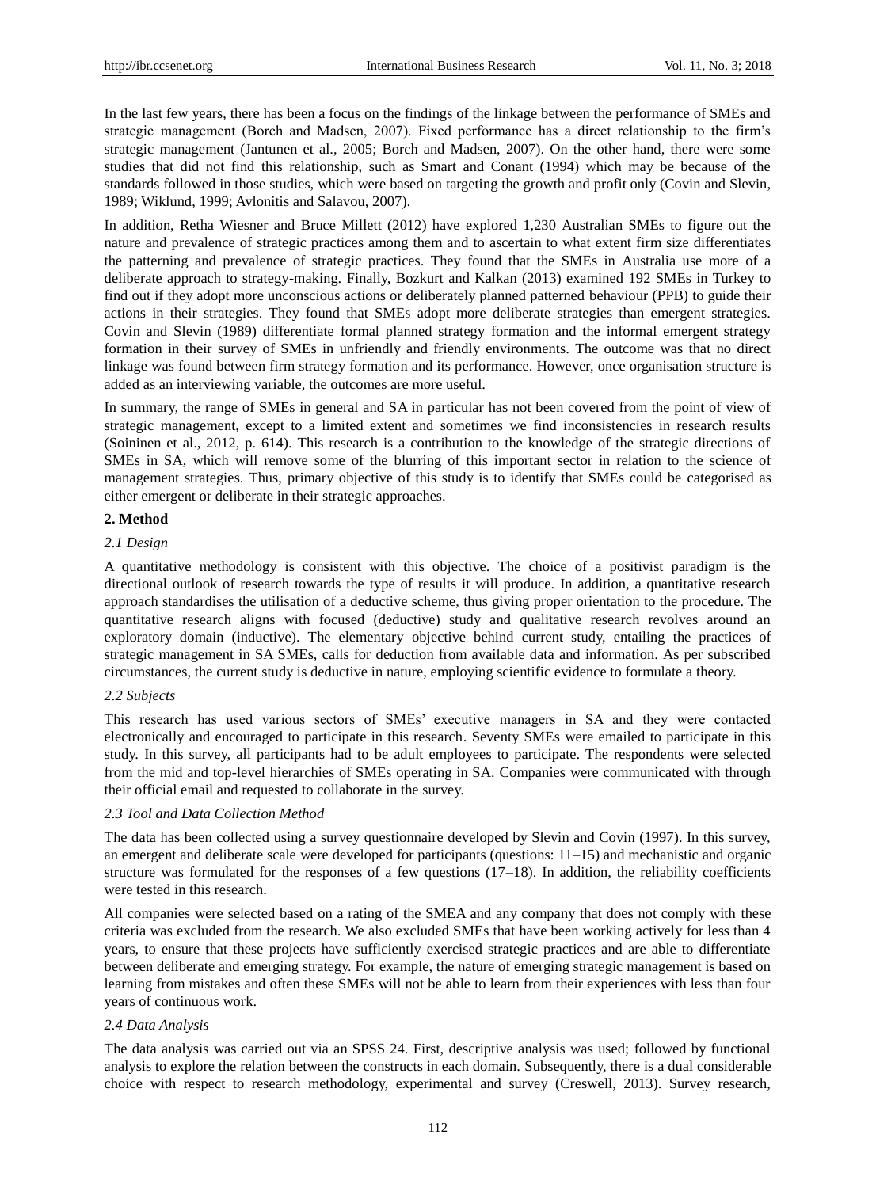In the last few years, there has been a focus on the findings of the linkage between the performance of SMEs and strategic management (Borch and Madsen, 2007). Fixed performance has a direct relationship to the firm's strategic management (Jantunen et al., 2005; Borch and Madsen, 2007). On the other hand, there were some studies that did not find this relationship, such as Smart and Conant (1994) which may be because of the standards followed in those studies, which were based on targeting the growth and profit only (Covin and Slevin, 1989; Wiklund, 1999; Avlonitis and Salavou, 2007).

In addition, Retha Wiesner and Bruce Millett (2012) have explored 1,230 Australian SMEs to figure out the nature and prevalence of strategic practices among them and to ascertain to what extent firm size differentiates the patterning and prevalence of strategic practices. They found that the SMEs in Australia use more of a deliberate approach to strategy-making. Finally, Bozkurt and Kalkan (2013) examined 192 SMEs in Turkey to find out if they adopt more unconscious actions or deliberately planned patterned behaviour (PPB) to guide their actions in their strategies. They found that SMEs adopt more deliberate strategies than emergent strategies. Covin and Slevin (1989) differentiate formal planned strategy formation and the informal emergent strategy formation in their survey of SMEs in unfriendly and friendly environments. The outcome was that no direct linkage was found between firm strategy formation and its performance. However, once organisation structure is added as an interviewing variable, the outcomes are more useful.

In summary, the range of SMEs in general and SA in particular has not been covered from the point of view of strategic management, except to a limited extent and sometimes we find inconsistencies in research results (Soininen et al., 2012, p. 614). This research is a contribution to the knowledge of the strategic directions of SMEs in SA, which will remove some of the blurring of this important sector in relation to the science of management strategies. Thus, primary objective of this study is to identify that SMEs could be categorised as either emergent or deliberate in their strategic approaches.

## 2. Method

### *2.1 Design*

A quantitative methodology is consistent with this objective. The choice of a positivist paradigm is the directional outlook of research towards the type of results it will produce. In addition, a quantitative research approach standardises the utilisation of a deductive scheme, thus giving proper orientation to the procedure. The quantitative research aligns with focused (deductive) study and qualitative research revolves around an exploratory domain (inductive). The elementary objective behind current study, entailing the practices of strategic management in SA SMEs, calls for deduction from available data and information. As per subscribed circumstances, the current study is deductive in nature, employing scientific evidence to formulate a theory.

### *2.2 Subjects*

This research has used various sectors of SMEs' executive managers in SA and they were contacted electronically and encouraged to participate in this research. Seventy SMEs were emailed to participate in this study. In this survey, all participants had to be adult employees to participate. The respondents were selected from the mid and top-level hierarchies of SMEs operating in SA. Companies were communicated with through their official email and requested to collaborate in the survey.

### *2.3 Tool and Data Collection Method*

The data has been collected using a survey questionnaire developed by Slevin and Covin (1997). In this survey, an emergent and deliberate scale were developed for participants (questions: 11–15) and mechanistic and organic structure was formulated for the responses of a few questions (17–18). In addition, the reliability coefficients were tested in this research.

All companies were selected based on a rating of the SMEA and any company that does not comply with these criteria was excluded from the research. We also excluded SMEs that have been working actively for less than 4 years, to ensure that these projects have sufficiently exercised strategic practices and are able to differentiate between deliberate and emerging strategy. For example, the nature of emerging strategic management is based on learning from mistakes and often these SMEs will not be able to learn from their experiences with less than four years of continuous work.

### *2.4 Data Analysis*

The data analysis was carried out via an SPSS 24. First, descriptive analysis was used; followed by functional analysis to explore the relation between the constructs in each domain. Subsequently, there is a dual considerable choice with respect to research methodology, experimental and survey (Creswell, 2013). Survey research,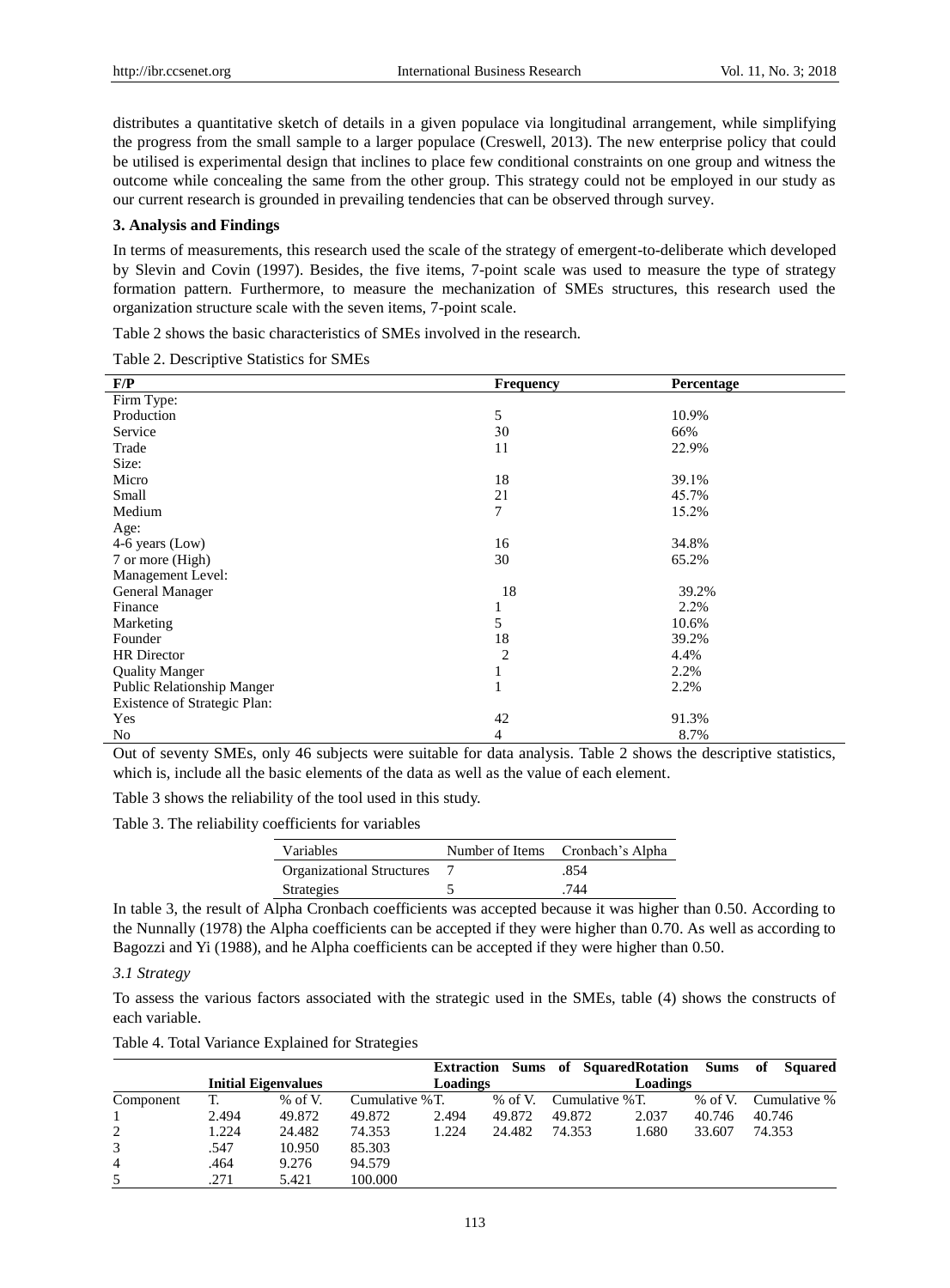distributes a quantitative sketch of details in a given populace via longitudinal arrangement, while simplifying the progress from the small sample to a larger populace (Creswell, 2013). The new enterprise policy that could be utilised is experimental design that inclines to place few conditional constraints on one group and witness the outcome while concealing the same from the other group. This strategy could not be employed in our study as our current research is grounded in prevailing tendencies that can be observed through survey.

## 3. Analysis and Findings

In terms of measurements, this research used the scale of the strategy of emergent-to-deliberate which developed by Slevin and Covin (1997). Besides, the five items, 7-point scale was used to measure the type of strategy formation pattern. Furthermore, to measure the mechanization of SMEs structures, this research used the organization structure scale with the seven items, 7-point scale.

Table 2 shows the basic characteristics of SMEs involved in the research.

Table 2. Descriptive Statistics for SMEs

| F/P | Frequency | Percentage |
|---|---|---|
| Firm Type: | | |
| Production | 5 | 10.9% |
| Service | 30 | 66% |
| Trade | 11 | 22.9% |
| Size: | | |
| Micro | 18 | 39.1% |
| Small | 21 | 45.7% |
| Medium | 7 | 15.2% |
| Age: | | |
| 4-6 years (Low) | 16 | 34.8% |
| 7 or more (High) | 30 | 65.2% |
| Management Level: | | |
| General Manager | 18 | 39.2% |
| Finance | 1 | 2.2% |
| Marketing | 5 | 10.6% |
| Founder | 18 | 39.2% |
| HR Director | 2 | 4.4% |
| Quality Manger | 1 | 2.2% |
| Public Relationship Manger | 1 | 2.2% |
| Existence of Strategic Plan: | | |
| Yes | 42 | 91.3% |
| No | 4 | 8.7% |

Out of seventy SMEs, only 46 subjects were suitable for data analysis. Table 2 shows the descriptive statistics, which is, include all the basic elements of the data as well as the value of each element.

Table 3 shows the reliability of the tool used in this study.

Table 3. The reliability coefficients for variables

| Variables | Number of Items | Cronbach's Alpha |
|---|---|---|
| Organizational Structures | 7 | .854 |
| Strategies | 5 | .744 |

In table 3, the result of Alpha Cronbach coefficients was accepted because it was higher than 0.50. According to the Nunnally (1978) the Alpha coefficients can be accepted if they were higher than 0.70. As well as according to Bagozzi and Yi (1988), and he Alpha coefficients can be accepted if they were higher than 0.50.

### 3.1 Strategy

To assess the various factors associated with the strategic used in the SMEs, table (4) shows the constructs of each variable.

Table 4. Total Variance Explained for Strategies

| | Initial Eigenvalues | | | Extraction Sums of Squared Loadings | | | Rotation Sums of Squared Loadings | | |
|---|---|---|---|---|---|---|---|---|---|
| Component | T. | % of V. | Cumulative % | T. | % of V. | Cumulative % | T. | % of V. | Cumulative % |
| 1 | 2.494 | 49.872 | 49.872 | 2.494 | 49.872 | 49.872 | 2.037 | 40.746 | 40.746 |
| 2 | 1.224 | 24.482 | 74.353 | 1.224 | 24.482 | 74.353 | 1.680 | 33.607 | 74.353 |
| 3 | .547 | 10.950 | 85.303 | | | | | | |
| 4 | .464 | 9.276 | 94.579 | | | | | | |
| 5 | .271 | 5.421 | 100.000 | | | | | | |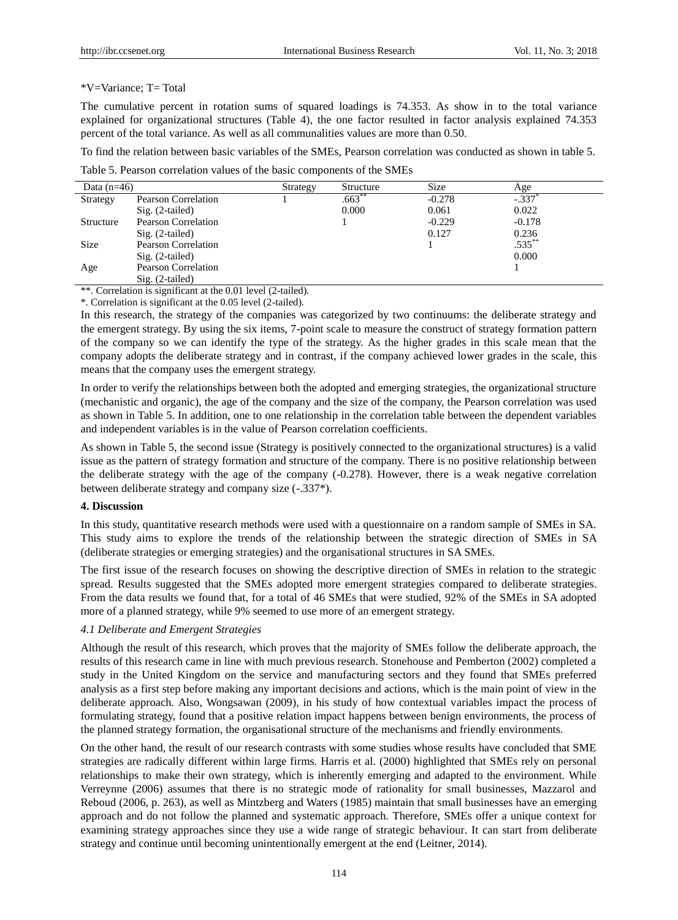*V=Variance; T= Total

The cumulative percent in rotation sums of squared loadings is 74.353. As show in to the total variance explained for organizational structures (Table 4), the one factor resulted in factor analysis explained 74.353 percent of the total variance. As well as all communalities values are more than 0.50.

To find the relation between basic variables of the SMEs, Pearson correlation was conducted as shown in table 5.

Table 5. Pearson correlation values of the basic components of the SMEs

| Data (n=46) | | Strategy | Structure | Size | Age |
|---|---|---|---|---|---|
| Strategy | Pearson Correlation | 1 | .663** | -0.278 | -.337* |
| | Sig. (2-tailed) | | 0.000 | 0.061 | 0.022 |
| Structure | Pearson Correlation | | 1 | -0.229 | -0.178 |
| | Sig. (2-tailed) | | | 0.127 | 0.236 |
| Size | Pearson Correlation | | | 1 | .535** |
| | Sig. (2-tailed) | | | | 0.000 |
| Age | Pearson Correlation | | | | 1 |
| | Sig. (2-tailed) | | | | |

**. Correlation is significant at the 0.01 level (2-tailed).

*. Correlation is significant at the 0.05 level (2-tailed).

In this research, the strategy of the companies was categorized by two continuums: the deliberate strategy and the emergent strategy. By using the six items, 7-point scale to measure the construct of strategy formation pattern of the company so we can identify the type of the strategy. As the higher grades in this scale mean that the company adopts the deliberate strategy and in contrast, if the company achieved lower grades in the scale, this means that the company uses the emergent strategy.

In order to verify the relationships between both the adopted and emerging strategies, the organizational structure (mechanistic and organic), the age of the company and the size of the company, the Pearson correlation was used as shown in Table 5. In addition, one to one relationship in the correlation table between the dependent variables and independent variables is in the value of Pearson correlation coefficients.

As shown in Table 5, the second issue (Strategy is positively connected to the organizational structures) is a valid issue as the pattern of strategy formation and structure of the company. There is no positive relationship between the deliberate strategy with the age of the company (-0.278). However, there is a weak negative correlation between deliberate strategy and company size (-.337*).

**4. Discussion**

In this study, quantitative research methods were used with a questionnaire on a random sample of SMEs in SA. This study aims to explore the trends of the relationship between the strategic direction of SMEs in SA (deliberate strategies or emerging strategies) and the organisational structures in SA SMEs.

The first issue of the research focuses on showing the descriptive direction of SMEs in relation to the strategic spread. Results suggested that the SMEs adopted more emergent strategies compared to deliberate strategies. From the data results we found that, for a total of 46 SMEs that were studied, 92% of the SMEs in SA adopted more of a planned strategy, while 9% seemed to use more of an emergent strategy.

*4.1 Deliberate and Emergent Strategies*

Although the result of this research, which proves that the majority of SMEs follow the deliberate approach, the results of this research came in line with much previous research. Stonehouse and Pemberton (2002) completed a study in the United Kingdom on the service and manufacturing sectors and they found that SMEs preferred analysis as a first step before making any important decisions and actions, which is the main point of view in the deliberate approach. Also, Wongsawan (2009), in his study of how contextual variables impact the process of formulating strategy, found that a positive relation impact happens between benign environments, the process of the planned strategy formation, the organisational structure of the mechanisms and friendly environments.

On the other hand, the result of our research contrasts with some studies whose results have concluded that SME strategies are radically different within large firms. Harris et al. (2000) highlighted that SMEs rely on personal relationships to make their own strategy, which is inherently emerging and adapted to the environment. While Verreynne (2006) assumes that there is no strategic mode of rationality for small businesses, Mazzarol and Reboud (2006, p. 263), as well as Mintzberg and Waters (1985) maintain that small businesses have an emerging approach and do not follow the planned and systematic approach. Therefore, SMEs offer a unique context for examining strategy approaches since they use a wide range of strategic behaviour. It can start from deliberate strategy and continue until becoming unintentionally emergent at the end (Leitner, 2014).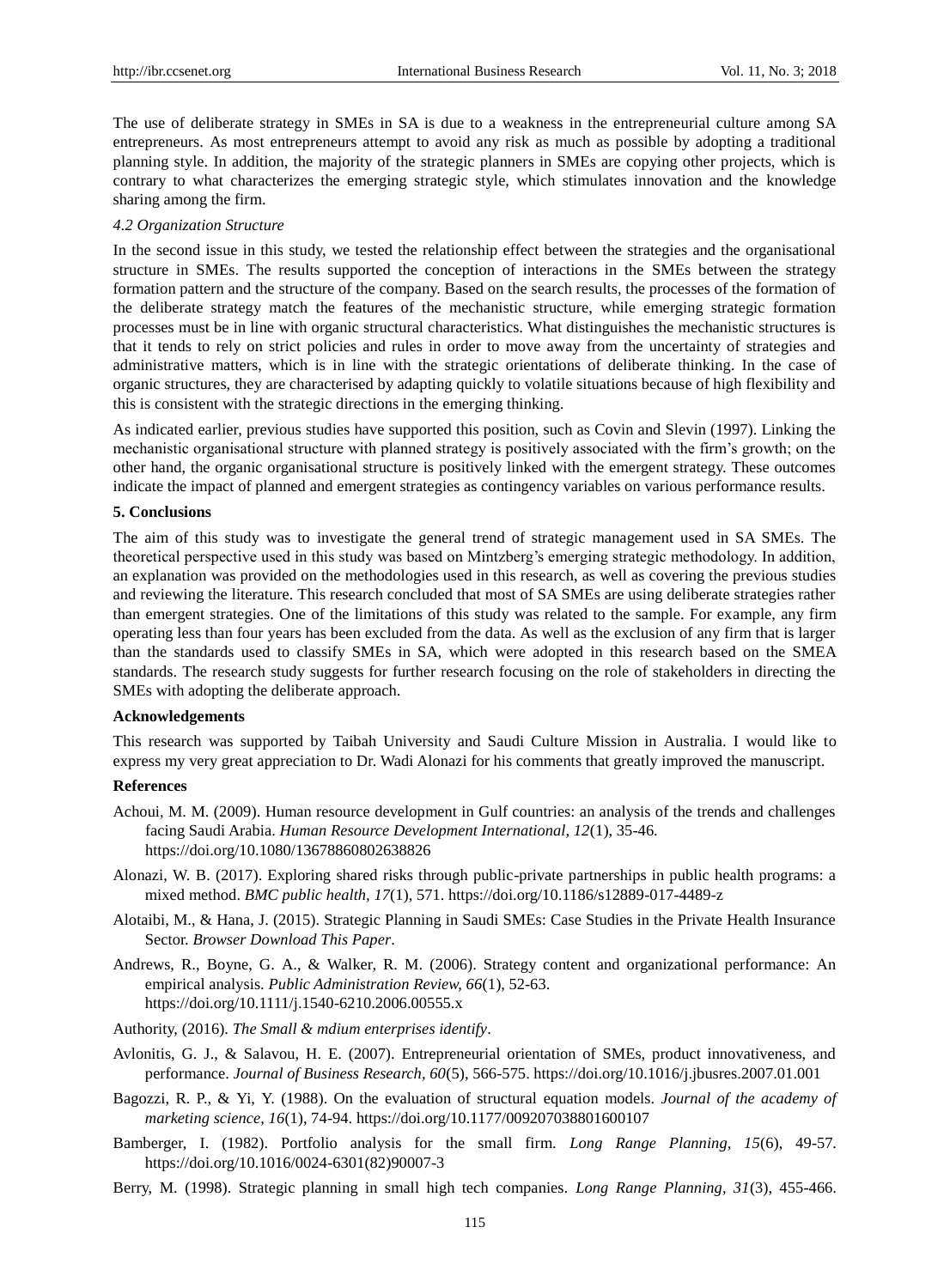The use of deliberate strategy in SMEs in SA is due to a weakness in the entrepreneurial culture among SA entrepreneurs. As most entrepreneurs attempt to avoid any risk as much as possible by adopting a traditional planning style. In addition, the majority of the strategic planners in SMEs are copying other projects, which is contrary to what characterizes the emerging strategic style, which stimulates innovation and the knowledge sharing among the firm.

### *4.2 Organization Structure*

In the second issue in this study, we tested the relationship effect between the strategies and the organisational structure in SMEs. The results supported the conception of interactions in the SMEs between the strategy formation pattern and the structure of the company. Based on the search results, the processes of the formation of the deliberate strategy match the features of the mechanistic structure, while emerging strategic formation processes must be in line with organic structural characteristics. What distinguishes the mechanistic structures is that it tends to rely on strict policies and rules in order to move away from the uncertainty of strategies and administrative matters, which is in line with the strategic orientations of deliberate thinking. In the case of organic structures, they are characterised by adapting quickly to volatile situations because of high flexibility and this is consistent with the strategic directions in the emerging thinking.

As indicated earlier, previous studies have supported this position, such as Covin and Slevin (1997). Linking the mechanistic organisational structure with planned strategy is positively associated with the firm's growth; on the other hand, the organic organisational structure is positively linked with the emergent strategy. These outcomes indicate the impact of planned and emergent strategies as contingency variables on various performance results.

## 5. Conclusions

The aim of this study was to investigate the general trend of strategic management used in SA SMEs. The theoretical perspective used in this study was based on Mintzberg's emerging strategic methodology. In addition, an explanation was provided on the methodologies used in this research, as well as covering the previous studies and reviewing the literature. This research concluded that most of SA SMEs are using deliberate strategies rather than emergent strategies. One of the limitations of this study was related to the sample. For example, any firm operating less than four years has been excluded from the data. As well as the exclusion of any firm that is larger than the standards used to classify SMEs in SA, which were adopted in this research based on the SMEA standards. The research study suggests for further research focusing on the role of stakeholders in directing the SMEs with adopting the deliberate approach.

## Acknowledgements

This research was supported by Taibah University and Saudi Culture Mission in Australia. I would like to express my very great appreciation to Dr. Wadi Alonazi for his comments that greatly improved the manuscript.

## References

Achoui, M. M. (2009). Human resource development in Gulf countries: an analysis of the trends and challenges facing Saudi Arabia. *Human Resource Development International, 12*(1), 35-46. https://doi.org/10.1080/13678860802638826

Alonazi, W. B. (2017). Exploring shared risks through public-private partnerships in public health programs: a mixed method. *BMC public health, 17*(1), 571. https://doi.org/10.1186/s12889-017-4489-z

Alotaibi, M., & Hana, J. (2015). Strategic Planning in Saudi SMEs: Case Studies in the Private Health Insurance Sector. *Browser Download This Paper*.

Andrews, R., Boyne, G. A., & Walker, R. M. (2006). Strategy content and organizational performance: An empirical analysis. *Public Administration Review, 66*(1), 52-63. https://doi.org/10.1111/j.1540-6210.2006.00555.x

Authority, (2016). *The Small & mdium enterprises identify*.

Avlonitis, G. J., & Salavou, H. E. (2007). Entrepreneurial orientation of SMEs, product innovativeness, and performance. *Journal of Business Research, 60*(5), 566-575. https://doi.org/10.1016/j.jbusres.2007.01.001

Bagozzi, R. P., & Yi, Y. (1988). On the evaluation of structural equation models. *Journal of the academy of marketing science, 16*(1), 74-94. https://doi.org/10.1177/009207038801600107

Bamberger, I. (1982). Portfolio analysis for the small firm. *Long Range Planning, 15*(6), 49-57. https://doi.org/10.1016/0024-6301(82)90007-3

Berry, M. (1998). Strategic planning in small high tech companies. *Long Range Planning, 31*(3), 455-466.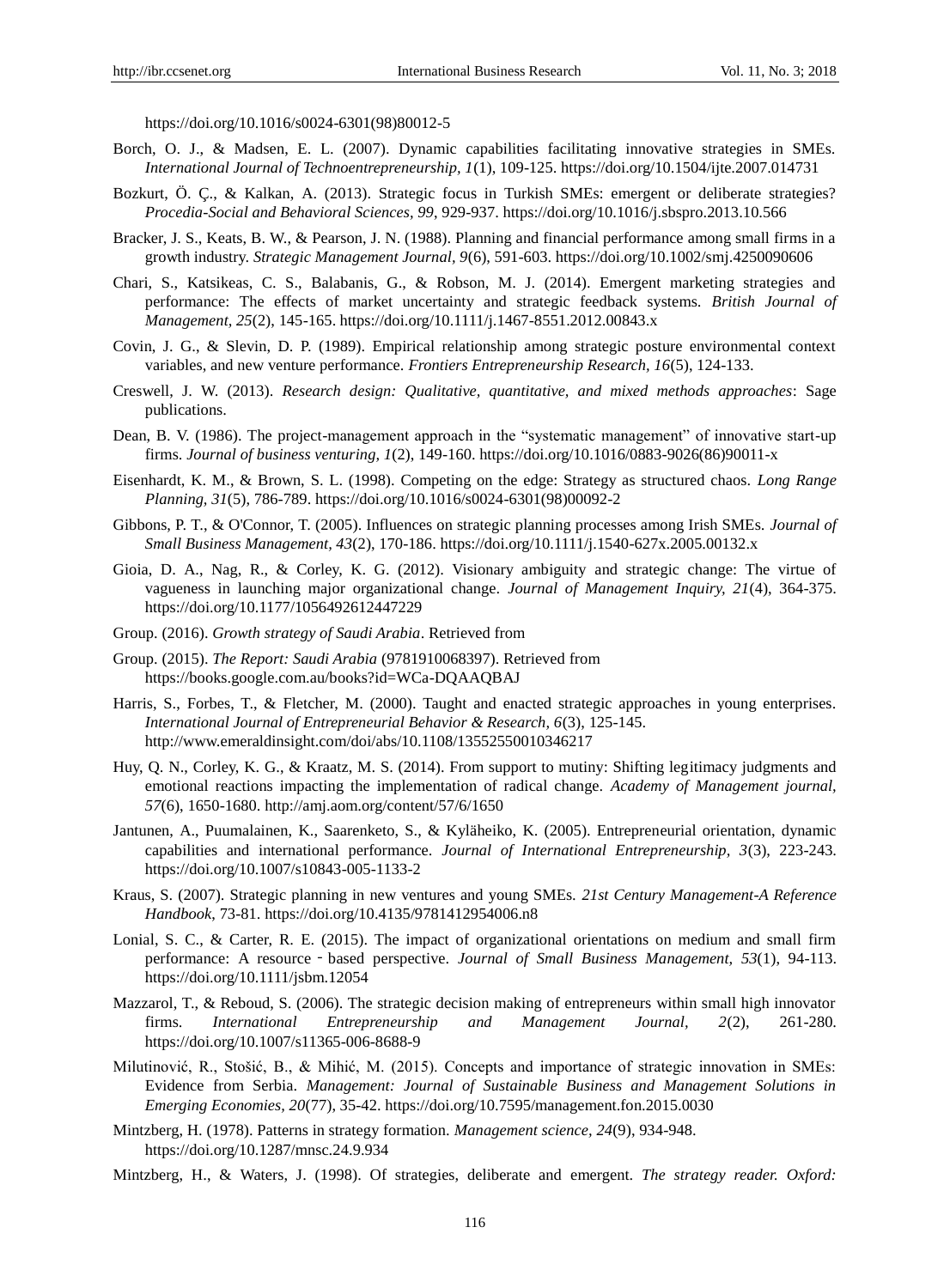https://doi.org/10.1016/s0024-6301(98)80012-5

Borch, O. J., & Madsen, E. L. (2007). Dynamic capabilities facilitating innovative strategies in SMEs. *International Journal of Technoentrepreneurship, 1*(1), 109-125. https://doi.org/10.1504/ijte.2007.014731

Bozkurt, Ö. Ç., & Kalkan, A. (2013). Strategic focus in Turkish SMEs: emergent or deliberate strategies? *Procedia-Social and Behavioral Sciences, 99*, 929-937. https://doi.org/10.1016/j.sbspro.2013.10.566

Bracker, J. S., Keats, B. W., & Pearson, J. N. (1988). Planning and financial performance among small firms in a growth industry. *Strategic Management Journal, 9*(6), 591-603. https://doi.org/10.1002/smj.4250090606

Chari, S., Katsikeas, C. S., Balabanis, G., & Robson, M. J. (2014). Emergent marketing strategies and performance: The effects of market uncertainty and strategic feedback systems. *British Journal of Management, 25*(2), 145-165. https://doi.org/10.1111/j.1467-8551.2012.00843.x

Covin, J. G., & Slevin, D. P. (1989). Empirical relationship among strategic posture environmental context variables, and new venture performance. *Frontiers Entrepreneurship Research, 16*(5), 124-133.

Creswell, J. W. (2013). *Research design: Qualitative, quantitative, and mixed methods approaches*: Sage publications.

Dean, B. V. (1986). The project-management approach in the "systematic management" of innovative start-up firms. *Journal of business venturing, 1*(2), 149-160. https://doi.org/10.1016/0883-9026(86)90011-x

Eisenhardt, K. M., & Brown, S. L. (1998). Competing on the edge: Strategy as structured chaos. *Long Range Planning, 31*(5), 786-789. https://doi.org/10.1016/s0024-6301(98)00092-2

Gibbons, P. T., & O'Connor, T. (2005). Influences on strategic planning processes among Irish SMEs. *Journal of Small Business Management, 43*(2), 170-186. https://doi.org/10.1111/j.1540-627x.2005.00132.x

Gioia, D. A., Nag, R., & Corley, K. G. (2012). Visionary ambiguity and strategic change: The virtue of vagueness in launching major organizational change. *Journal of Management Inquiry, 21*(4), 364-375. https://doi.org/10.1177/1056492612447229

Group. (2016). *Growth strategy of Saudi Arabia*. Retrieved from

Group. (2015). *The Report: Saudi Arabia* (9781910068397). Retrieved from https://books.google.com.au/books?id=WCa-DQAAQBAJ

Harris, S., Forbes, T., & Fletcher, M. (2000). Taught and enacted strategic approaches in young enterprises. *International Journal of Entrepreneurial Behavior & Research, 6*(3), 125-145. http://www.emeraldinsight.com/doi/abs/10.1108/13552550010346217

Huy, Q. N., Corley, K. G., & Kraatz, M. S. (2014). From support to mutiny: Shifting legitimacy judgments and emotional reactions impacting the implementation of radical change. *Academy of Management journal, 57*(6), 1650-1680. http://amj.aom.org/content/57/6/1650

Jantunen, A., Puumalainen, K., Saarenketo, S., & Kyläheiko, K. (2005). Entrepreneurial orientation, dynamic capabilities and international performance. *Journal of International Entrepreneurship, 3*(3), 223-243. https://doi.org/10.1007/s10843-005-1133-2

Kraus, S. (2007). Strategic planning in new ventures and young SMEs. *21st Century Management-A Reference Handbook*, 73-81. https://doi.org/10.4135/9781412954006.n8

Lonial, S. C., & Carter, R. E. (2015). The impact of organizational orientations on medium and small firm performance: A resource‐based perspective. *Journal of Small Business Management, 53*(1), 94-113. https://doi.org/10.1111/jsbm.12054

Mazzarol, T., & Reboud, S. (2006). The strategic decision making of entrepreneurs within small high innovator firms. *International Entrepreneurship and Management Journal, 2*(2), 261-280. https://doi.org/10.1007/s11365-006-8688-9

Milutinović, R., Stošić, B., & Mihić, M. (2015). Concepts and importance of strategic innovation in SMEs: Evidence from Serbia. *Management: Journal of Sustainable Business and Management Solutions in Emerging Economies, 20*(77), 35-42. https://doi.org/10.7595/management.fon.2015.0030

Mintzberg, H. (1978). Patterns in strategy formation. *Management science, 24*(9), 934-948. https://doi.org/10.1287/mnsc.24.9.934

Mintzberg, H., & Waters, J. (1998). Of strategies, deliberate and emergent. *The strategy reader. Oxford:*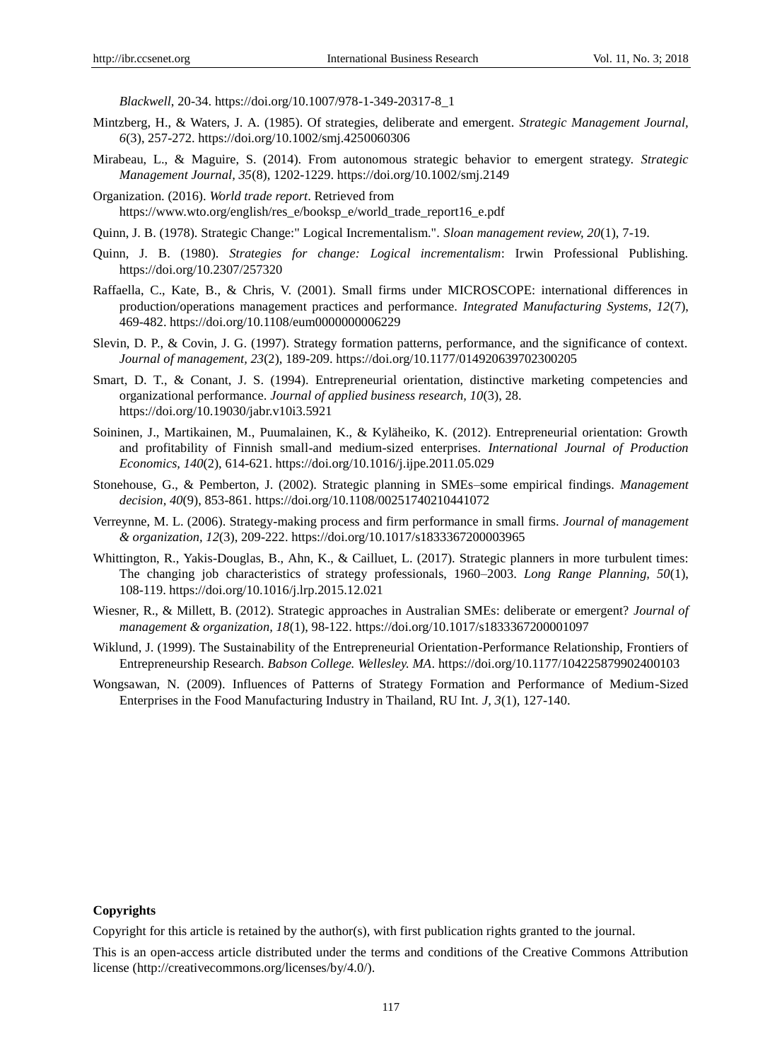*Blackwell*, 20-34. https://doi.org/10.1007/978-1-349-20317-8_1

Mintzberg, H., & Waters, J. A. (1985). Of strategies, deliberate and emergent. *Strategic Management Journal, 6*(3), 257-272. https://doi.org/10.1002/smj.4250060306

Mirabeau, L., & Maguire, S. (2014). From autonomous strategic behavior to emergent strategy. *Strategic Management Journal, 35*(8), 1202-1229. https://doi.org/10.1002/smj.2149

Organization. (2016). *World trade report*. Retrieved from https://www.wto.org/english/res_e/booksp_e/world_trade_report16_e.pdf

Quinn, J. B. (1978). Strategic Change:" Logical Incrementalism.". *Sloan management review, 20*(1), 7-19.

Quinn, J. B. (1980). *Strategies for change: Logical incrementalism*: Irwin Professional Publishing. https://doi.org/10.2307/257320

Raffaella, C., Kate, B., & Chris, V. (2001). Small firms under MICROSCOPE: international differences in production/operations management practices and performance. *Integrated Manufacturing Systems, 12*(7), 469-482. https://doi.org/10.1108/eum0000000006229

Slevin, D. P., & Covin, J. G. (1997). Strategy formation patterns, performance, and the significance of context. *Journal of management, 23*(2), 189-209. https://doi.org/10.1177/014920639702300205

Smart, D. T., & Conant, J. S. (1994). Entrepreneurial orientation, distinctive marketing competencies and organizational performance. *Journal of applied business research, 10*(3), 28. https://doi.org/10.19030/jabr.v10i3.5921

Soininen, J., Martikainen, M., Puumalainen, K., & Kyläheiko, K. (2012). Entrepreneurial orientation: Growth and profitability of Finnish small-and medium-sized enterprises. *International Journal of Production Economics, 140*(2), 614-621. https://doi.org/10.1016/j.ijpe.2011.05.029

Stonehouse, G., & Pemberton, J. (2002). Strategic planning in SMEs–some empirical findings. *Management decision, 40*(9), 853-861. https://doi.org/10.1108/00251740210441072

Verreynne, M. L. (2006). Strategy-making process and firm performance in small firms. *Journal of management & organization, 12*(3), 209-222. https://doi.org/10.1017/s1833367200003965

Whittington, R., Yakis-Douglas, B., Ahn, K., & Cailluet, L. (2017). Strategic planners in more turbulent times: The changing job characteristics of strategy professionals, 1960–2003. *Long Range Planning, 50*(1), 108-119. https://doi.org/10.1016/j.lrp.2015.12.021

Wiesner, R., & Millett, B. (2012). Strategic approaches in Australian SMEs: deliberate or emergent? *Journal of management & organization, 18*(1), 98-122. https://doi.org/10.1017/s1833367200001097

Wiklund, J. (1999). The Sustainability of the Entrepreneurial Orientation-Performance Relationship, Frontiers of Entrepreneurship Research. *Babson College. Wellesley. MA*. https://doi.org/10.1177/104225879902400103

Wongsawan, N. (2009). Influences of Patterns of Strategy Formation and Performance of Medium-Sized Enterprises in the Food Manufacturing Industry in Thailand, RU Int. *J, 3*(1), 127-140.

**Copyrights**

Copyright for this article is retained by the author(s), with first publication rights granted to the journal.

This is an open-access article distributed under the terms and conditions of the Creative Commons Attribution license (http://creativecommons.org/licenses/by/4.0/).